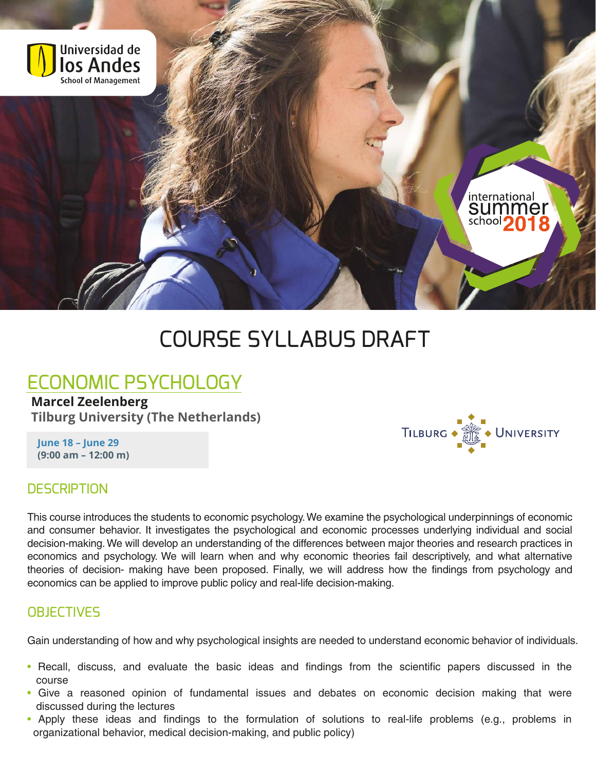Universidad de los Andes
School of Management

international summer school 2018

# COURSE SYLLABUS DRAFT

## ECONOMIC PSYCHOLOGY

**Marcel Zeelenberg**
**Tilburg University (The Netherlands)**

TILBURG UNIVERSITY

**June 18 – June 29**
**(9:00 am – 12:00 m)**

### DESCRIPTION

This course introduces the students to economic psychology. We examine the psychological underpinnings of economic and consumer behavior. It investigates the psychological and economic processes underlying individual and social decision-making. We will develop an understanding of the differences between major theories and research practices in economics and psychology. We will learn when and why economic theories fail descriptively, and what alternative theories of decision- making have been proposed. Finally, we will address how the findings from psychology and economics can be applied to improve public policy and real-life decision-making.

### OBJECTIVES

Gain understanding of how and why psychological insights are needed to understand economic behavior of individuals.

- Recall, discuss, and evaluate the basic ideas and findings from the scientific papers discussed in the course
- Give a reasoned opinion of fundamental issues and debates on economic decision making that were discussed during the lectures
- Apply these ideas and findings to the formulation of solutions to real-life problems (e.g., problems in organizational behavior, medical decision-making, and public policy)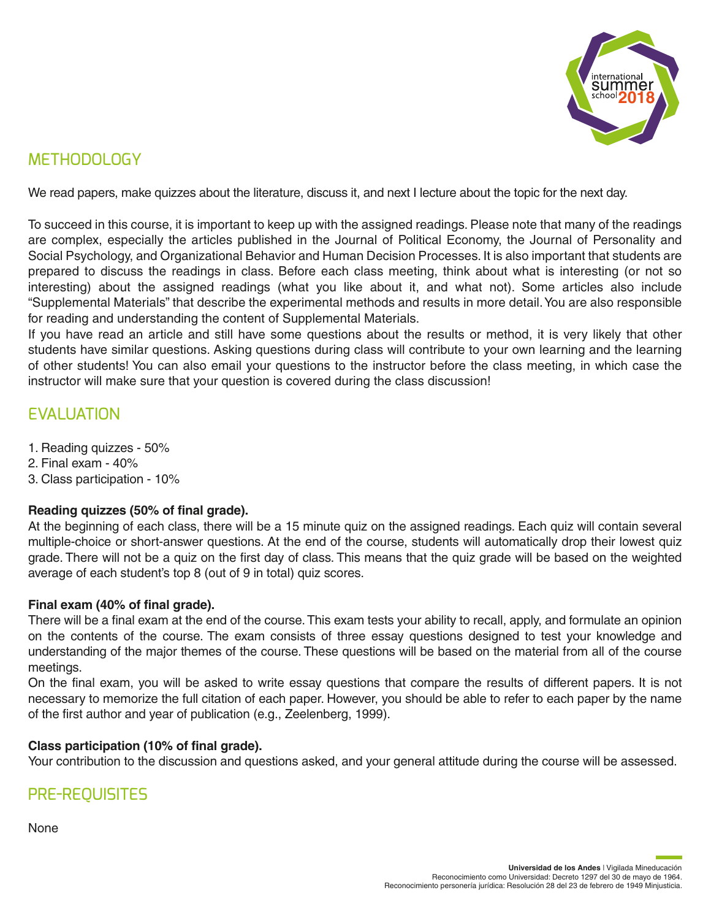## METHODOLOGY

We read papers, make quizzes about the literature, discuss it, and next I lecture about the topic for the next day.

To succeed in this course, it is important to keep up with the assigned readings. Please note that many of the readings are complex, especially the articles published in the Journal of Political Economy, the Journal of Personality and Social Psychology, and Organizational Behavior and Human Decision Processes. It is also important that students are prepared to discuss the readings in class. Before each class meeting, think about what is interesting (or not so interesting) about the assigned readings (what you like about it, and what not). Some articles also include "Supplemental Materials" that describe the experimental methods and results in more detail. You are also responsible for reading and understanding the content of Supplemental Materials.

If you have read an article and still have some questions about the results or method, it is very likely that other students have similar questions. Asking questions during class will contribute to your own learning and the learning of other students! You can also email your questions to the instructor before the class meeting, in which case the instructor will make sure that your question is covered during the class discussion!

## EVALUATION

1. Reading quizzes - 50%
2. Final exam - 40%
3. Class participation - 10%

**Reading quizzes (50% of final grade).**

At the beginning of each class, there will be a 15 minute quiz on the assigned readings. Each quiz will contain several multiple-choice or short-answer questions. At the end of the course, students will automatically drop their lowest quiz grade. There will not be a quiz on the first day of class. This means that the quiz grade will be based on the weighted average of each student's top 8 (out of 9 in total) quiz scores.

**Final exam (40% of final grade).**

There will be a final exam at the end of the course. This exam tests your ability to recall, apply, and formulate an opinion on the contents of the course. The exam consists of three essay questions designed to test your knowledge and understanding of the major themes of the course. These questions will be based on the material from all of the course meetings.

On the final exam, you will be asked to write essay questions that compare the results of different papers. It is not necessary to memorize the full citation of each paper. However, you should be able to refer to each paper by the name of the first author and year of publication (e.g., Zeelenberg, 1999).

**Class participation (10% of final grade).**

Your contribution to the discussion and questions asked, and your general attitude during the course will be assessed.

## PRE-REQUISITES

None